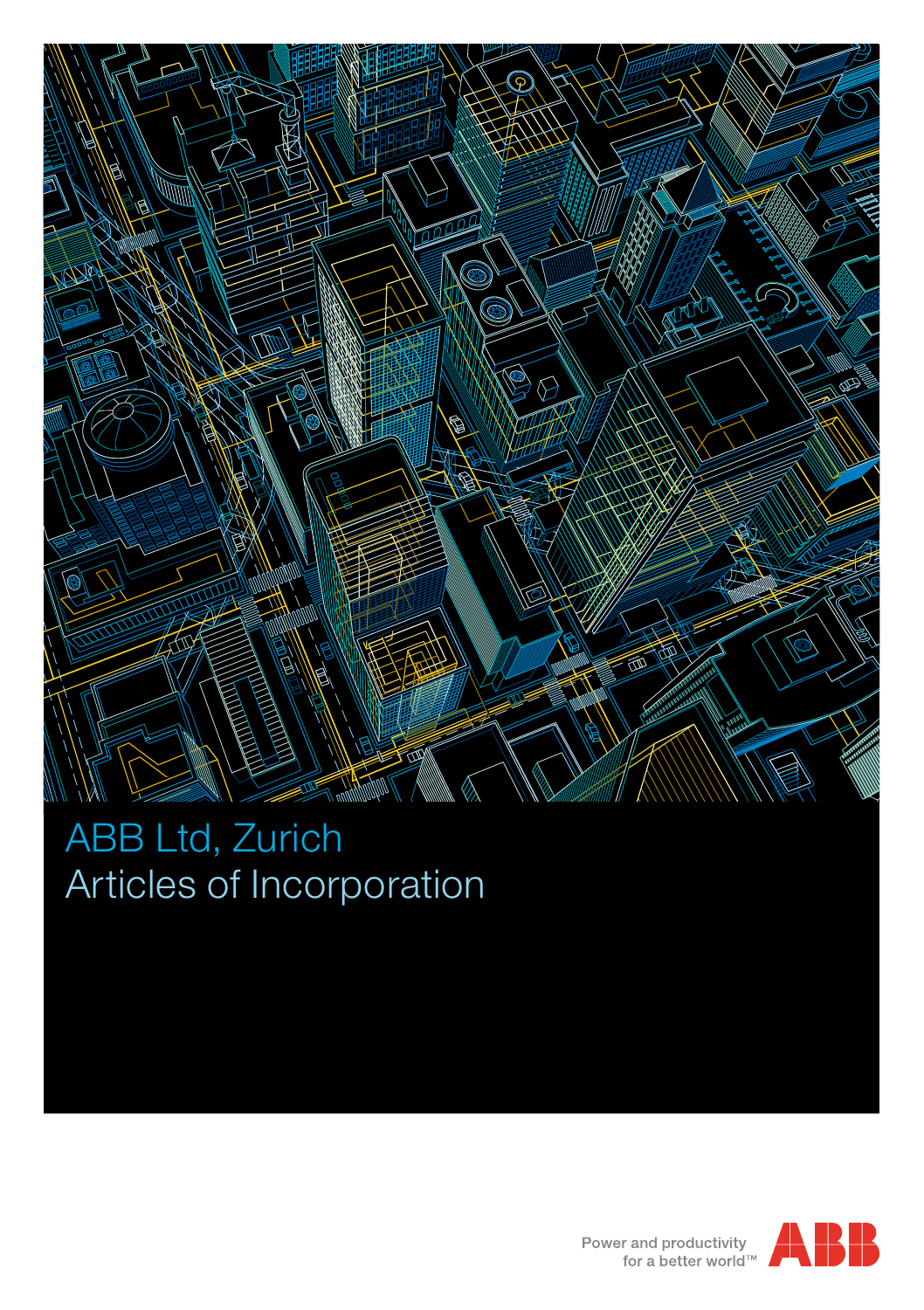# ABB Ltd, Zurich
# Articles of Incorporation

Power and productivity
for a better world™

ABB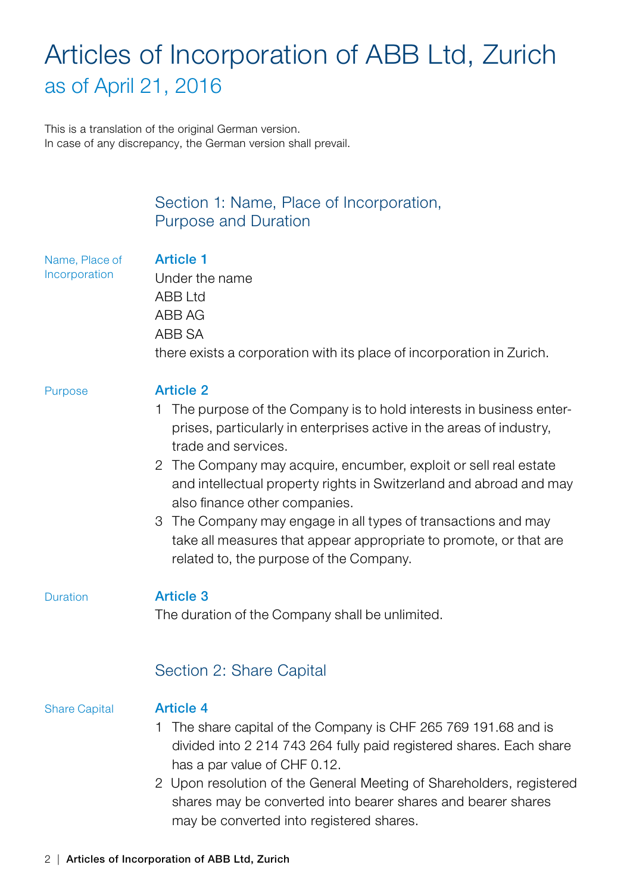# Articles of Incorporation of ABB Ltd, Zurich

## as of April 21, 2016

This is a translation of the original German version.
In case of any discrepancy, the German version shall prevail.

## Section 1: Name, Place of Incorporation, Purpose and Duration

Name, Place of Incorporation

### Article 1

Under the name
ABB Ltd
ABB AG
ABB SA
there exists a corporation with its place of incorporation in Zurich.

Purpose

### Article 2

1 The purpose of the Company is to hold interests in business enterprises, particularly in enterprises active in the areas of industry, trade and services.
2 The Company may acquire, encumber, exploit or sell real estate and intellectual property rights in Switzerland and abroad and may also finance other companies.
3 The Company may engage in all types of transactions and may take all measures that appear appropriate to promote, or that are related to, the purpose of the Company.

Duration

### Article 3

The duration of the Company shall be unlimited.

## Section 2: Share Capital

Share Capital

### Article 4

1 The share capital of the Company is CHF 265 769 191.68 and is divided into 2 214 743 264 fully paid registered shares. Each share has a par value of CHF 0.12.
2 Upon resolution of the General Meeting of Shareholders, registered shares may be converted into bearer shares and bearer shares may be converted into registered shares.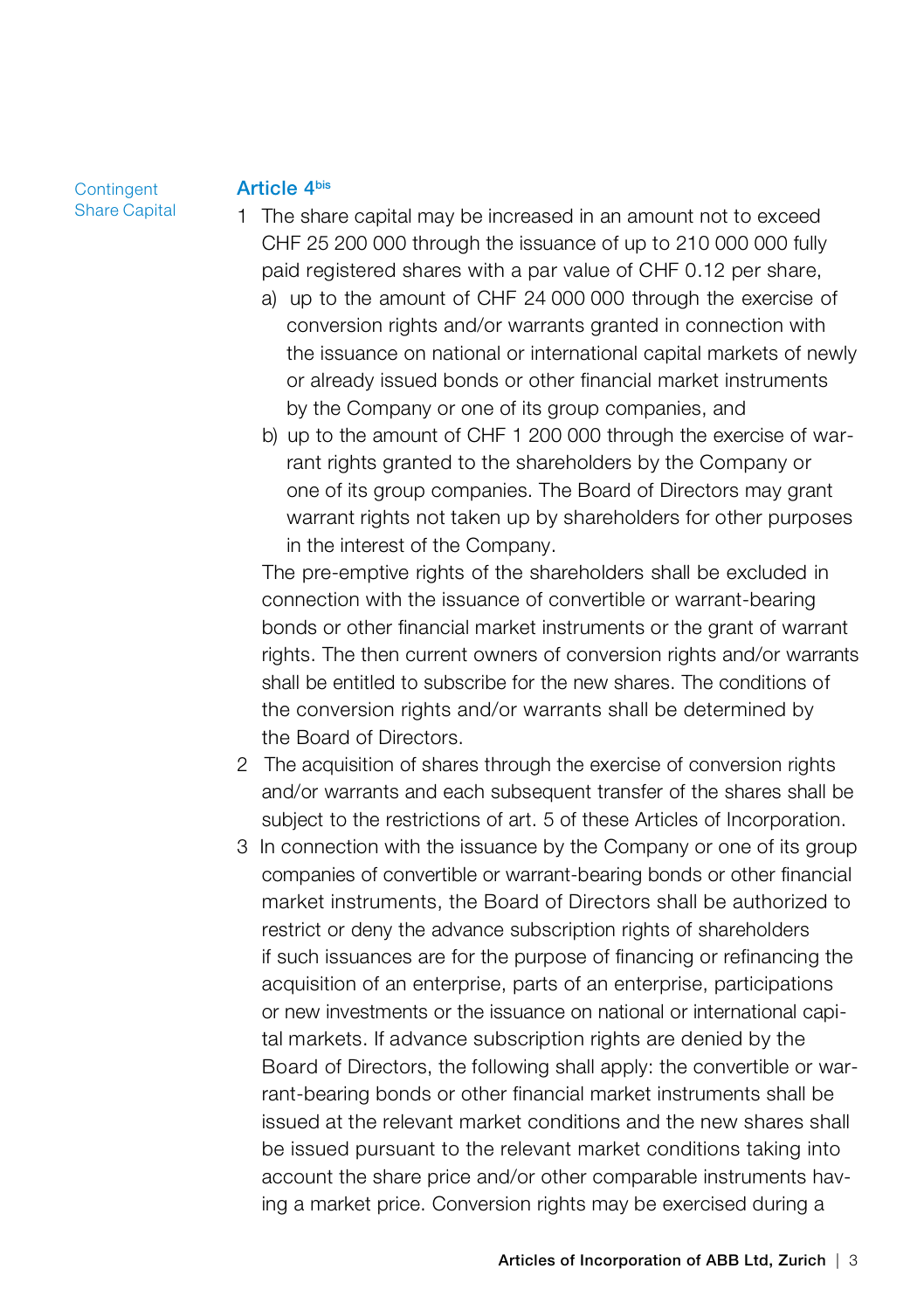Contingent Share Capital

## Article 4bis

1 The share capital may be increased in an amount not to exceed CHF 25 200 000 through the issuance of up to 210 000 000 fully paid registered shares with a par value of CHF 0.12 per share,

   a) up to the amount of CHF 24 000 000 through the exercise of conversion rights and/or warrants granted in connection with the issuance on national or international capital markets of newly or already issued bonds or other financial market instruments by the Company or one of its group companies, and

   b) up to the amount of CHF 1 200 000 through the exercise of warrant rights granted to the shareholders by the Company or one of its group companies. The Board of Directors may grant warrant rights not taken up by shareholders for other purposes in the interest of the Company.

   The pre-emptive rights of the shareholders shall be excluded in connection with the issuance of convertible or warrant-bearing bonds or other financial market instruments or the grant of warrant rights. The then current owners of conversion rights and/or warrants shall be entitled to subscribe for the new shares. The conditions of the conversion rights and/or warrants shall be determined by the Board of Directors.

2 The acquisition of shares through the exercise of conversion rights and/or warrants and each subsequent transfer of the shares shall be subject to the restrictions of art. 5 of these Articles of Incorporation.

3 In connection with the issuance by the Company or one of its group companies of convertible or warrant-bearing bonds or other financial market instruments, the Board of Directors shall be authorized to restrict or deny the advance subscription rights of shareholders if such issuances are for the purpose of financing or refinancing the acquisition of an enterprise, parts of an enterprise, participations or new investments or the issuance on national or international capital markets. If advance subscription rights are denied by the Board of Directors, the following shall apply: the convertible or warrant-bearing bonds or other financial market instruments shall be issued at the relevant market conditions and the new shares shall be issued pursuant to the relevant market conditions taking into account the share price and/or other comparable instruments having a market price. Conversion rights may be exercised during a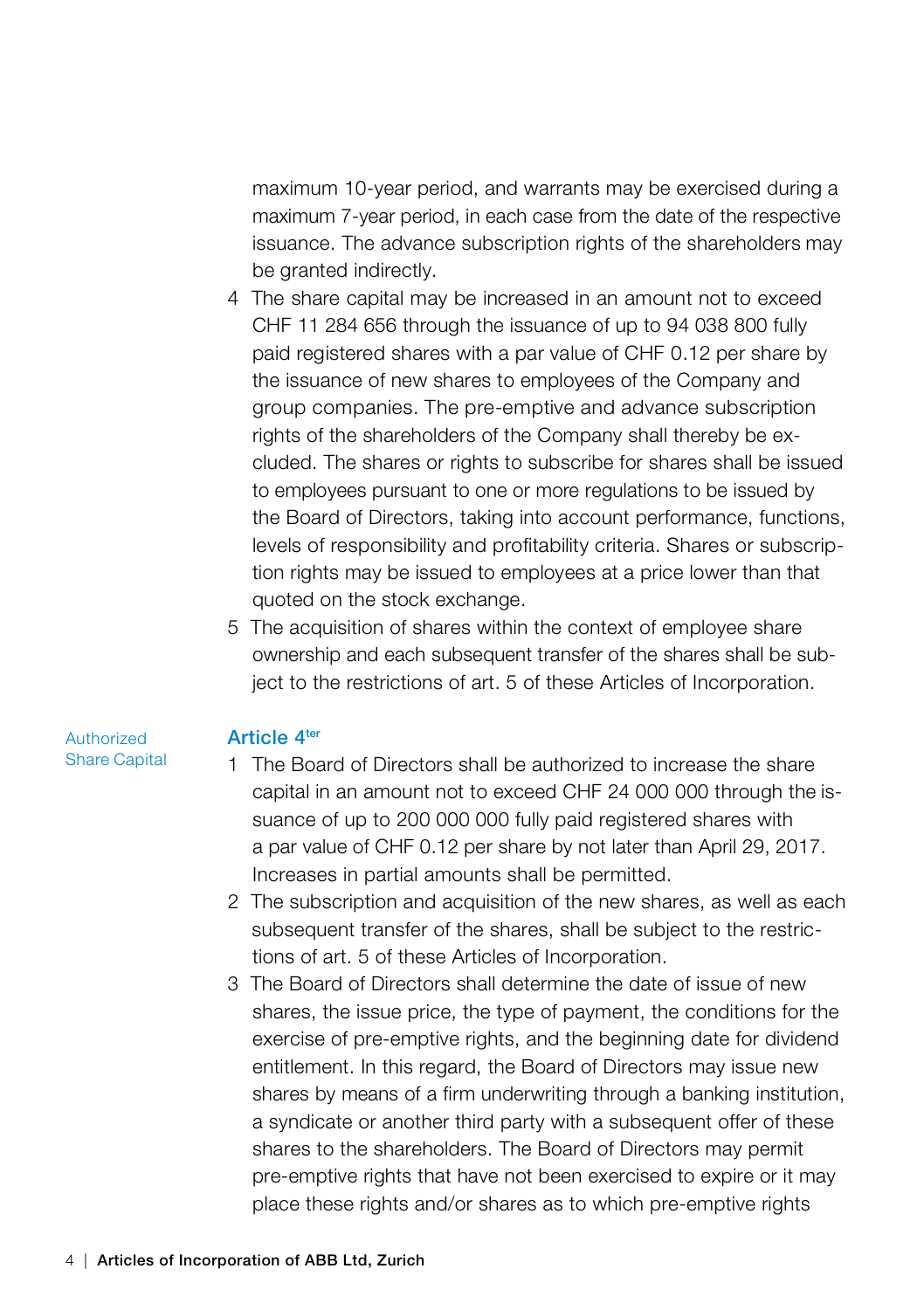maximum 10-year period, and warrants may be exercised during a maximum 7-year period, in each case from the date of the respective issuance. The advance subscription rights of the shareholders may be granted indirectly.

4 The share capital may be increased in an amount not to exceed CHF 11 284 656 through the issuance of up to 94 038 800 fully paid registered shares with a par value of CHF 0.12 per share by the issuance of new shares to employees of the Company and group companies. The pre-emptive and advance subscription rights of the shareholders of the Company shall thereby be excluded. The shares or rights to subscribe for shares shall be issued to employees pursuant to one or more regulations to be issued by the Board of Directors, taking into account performance, functions, levels of responsibility and profitability criteria. Shares or subscription rights may be issued to employees at a price lower than that quoted on the stock exchange.

5 The acquisition of shares within the context of employee share ownership and each subsequent transfer of the shares shall be subject to the restrictions of art. 5 of these Articles of Incorporation.

## Article 4[ter]

Authorized Share Capital

1 The Board of Directors shall be authorized to increase the share capital in an amount not to exceed CHF 24 000 000 through the issuance of up to 200 000 000 fully paid registered shares with a par value of CHF 0.12 per share by not later than April 29, 2017. Increases in partial amounts shall be permitted.

2 The subscription and acquisition of the new shares, as well as each subsequent transfer of the shares, shall be subject to the restrictions of art. 5 of these Articles of Incorporation.

3 The Board of Directors shall determine the date of issue of new shares, the issue price, the type of payment, the conditions for the exercise of pre-emptive rights, and the beginning date for dividend entitlement. In this regard, the Board of Directors may issue new shares by means of a firm underwriting through a banking institution, a syndicate or another third party with a subsequent offer of these shares to the shareholders. The Board of Directors may permit pre-emptive rights that have not been exercised to expire or it may place these rights and/or shares as to which pre-emptive rights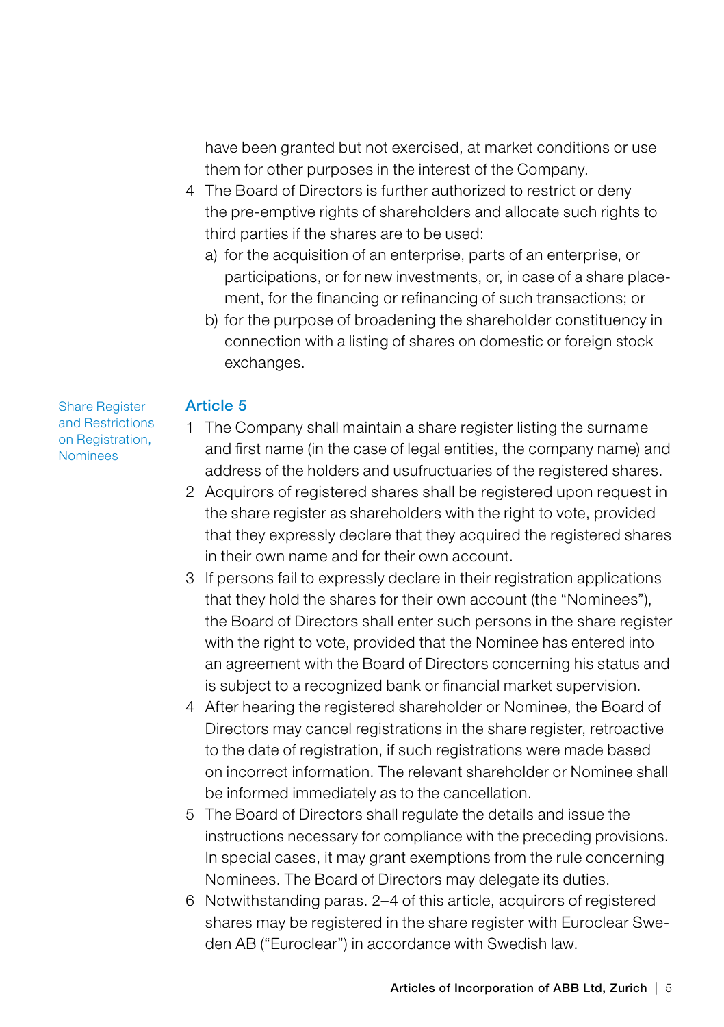have been granted but not exercised, at market conditions or use them for other purposes in the interest of the Company.

4 The Board of Directors is further authorized to restrict or deny the pre-emptive rights of shareholders and allocate such rights to third parties if the shares are to be used:
   a) for the acquisition of an enterprise, parts of an enterprise, or participations, or for new investments, or, in case of a share placement, for the financing or refinancing of such transactions; or
   b) for the purpose of broadening the shareholder constituency in connection with a listing of shares on domestic or foreign stock exchanges.

## Article 5

*Share Register and Restrictions on Registration, Nominees*

1 The Company shall maintain a share register listing the surname and first name (in the case of legal entities, the company name) and address of the holders and usufructuaries of the registered shares.

2 Acquirors of registered shares shall be registered upon request in the share register as shareholders with the right to vote, provided that they expressly declare that they acquired the registered shares in their own name and for their own account.

3 If persons fail to expressly declare in their registration applications that they hold the shares for their own account (the "Nominees"), the Board of Directors shall enter such persons in the share register with the right to vote, provided that the Nominee has entered into an agreement with the Board of Directors concerning his status and is subject to a recognized bank or financial market supervision.

4 After hearing the registered shareholder or Nominee, the Board of Directors may cancel registrations in the share register, retroactive to the date of registration, if such registrations were made based on incorrect information. The relevant shareholder or Nominee shall be informed immediately as to the cancellation.

5 The Board of Directors shall regulate the details and issue the instructions necessary for compliance with the preceding provisions. In special cases, it may grant exemptions from the rule concerning Nominees. The Board of Directors may delegate its duties.

6 Notwithstanding paras. 2–4 of this article, acquirors of registered shares may be registered in the share register with Euroclear Sweden AB ("Euroclear") in accordance with Swedish law.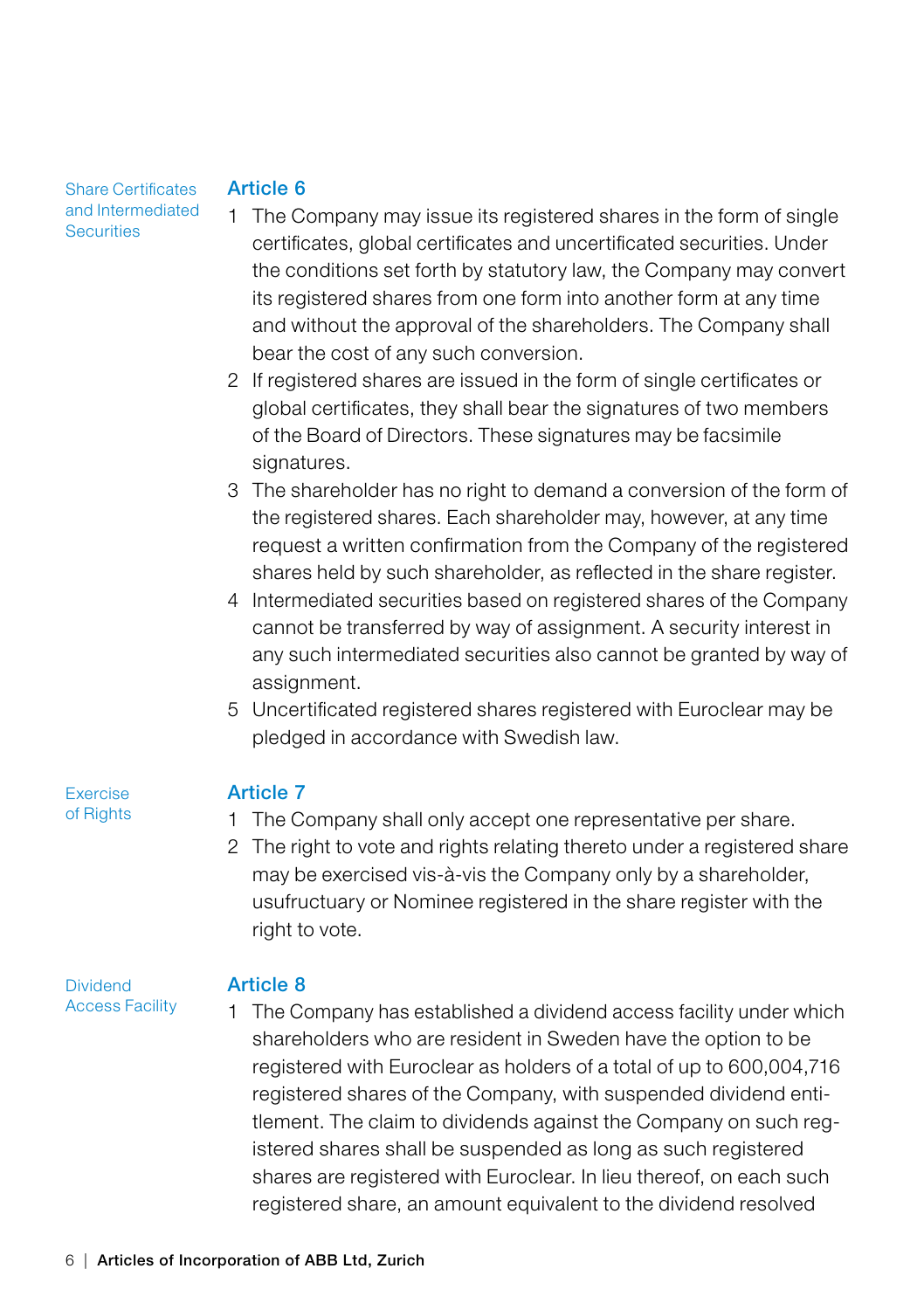Share Certificates and Intermediated Securities

## Article 6

1. The Company may issue its registered shares in the form of single certificates, global certificates and uncertificated securities. Under the conditions set forth by statutory law, the Company may convert its registered shares from one form into another form at any time and without the approval of the shareholders. The Company shall bear the cost of any such conversion.
2. If registered shares are issued in the form of single certificates or global certificates, they shall bear the signatures of two members of the Board of Directors. These signatures may be facsimile signatures.
3. The shareholder has no right to demand a conversion of the form of the registered shares. Each shareholder may, however, at any time request a written confirmation from the Company of the registered shares held by such shareholder, as reflected in the share register.
4. Intermediated securities based on registered shares of the Company cannot be transferred by way of assignment. A security interest in any such intermediated securities also cannot be granted by way of assignment.
5. Uncertificated registered shares registered with Euroclear may be pledged in accordance with Swedish law.

Exercise of Rights

## Article 7

1. The Company shall only accept one representative per share.
2. The right to vote and rights relating thereto under a registered share may be exercised vis-à-vis the Company only by a shareholder, usufructuary or Nominee registered in the share register with the right to vote.

Dividend Access Facility

## Article 8

1. The Company has established a dividend access facility under which shareholders who are resident in Sweden have the option to be registered with Euroclear as holders of a total of up to 600,004,716 registered shares of the Company, with suspended dividend entitlement. The claim to dividends against the Company on such registered shares shall be suspended as long as such registered shares are registered with Euroclear. In lieu thereof, on each such registered share, an amount equivalent to the dividend resolved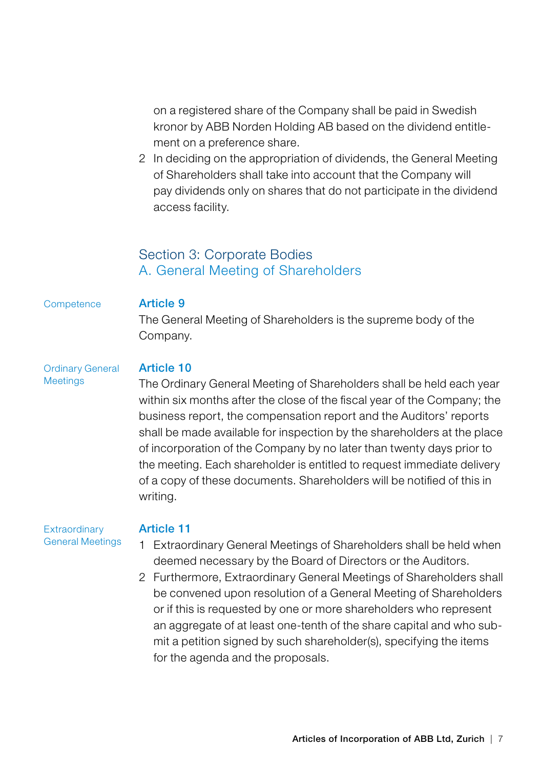on a registered share of the Company shall be paid in Swedish kronor by ABB Norden Holding AB based on the dividend entitlement on a preference share.

2 In deciding on the appropriation of dividends, the General Meeting of Shareholders shall take into account that the Company will pay dividends only on shares that do not participate in the dividend access facility.

## Section 3: Corporate Bodies
## A. General Meeting of Shareholders

Competence

### Article 9

The General Meeting of Shareholders is the supreme body of the Company.

Ordinary General Meetings

### Article 10

The Ordinary General Meeting of Shareholders shall be held each year within six months after the close of the fiscal year of the Company; the business report, the compensation report and the Auditors' reports shall be made available for inspection by the shareholders at the place of incorporation of the Company by no later than twenty days prior to the meeting. Each shareholder is entitled to request immediate delivery of a copy of these documents. Shareholders will be notified of this in writing.

Extraordinary General Meetings

### Article 11

1 Extraordinary General Meetings of Shareholders shall be held when deemed necessary by the Board of Directors or the Auditors.

2 Furthermore, Extraordinary General Meetings of Shareholders shall be convened upon resolution of a General Meeting of Shareholders or if this is requested by one or more shareholders who represent an aggregate of at least one-tenth of the share capital and who submit a petition signed by such shareholder(s), specifying the items for the agenda and the proposals.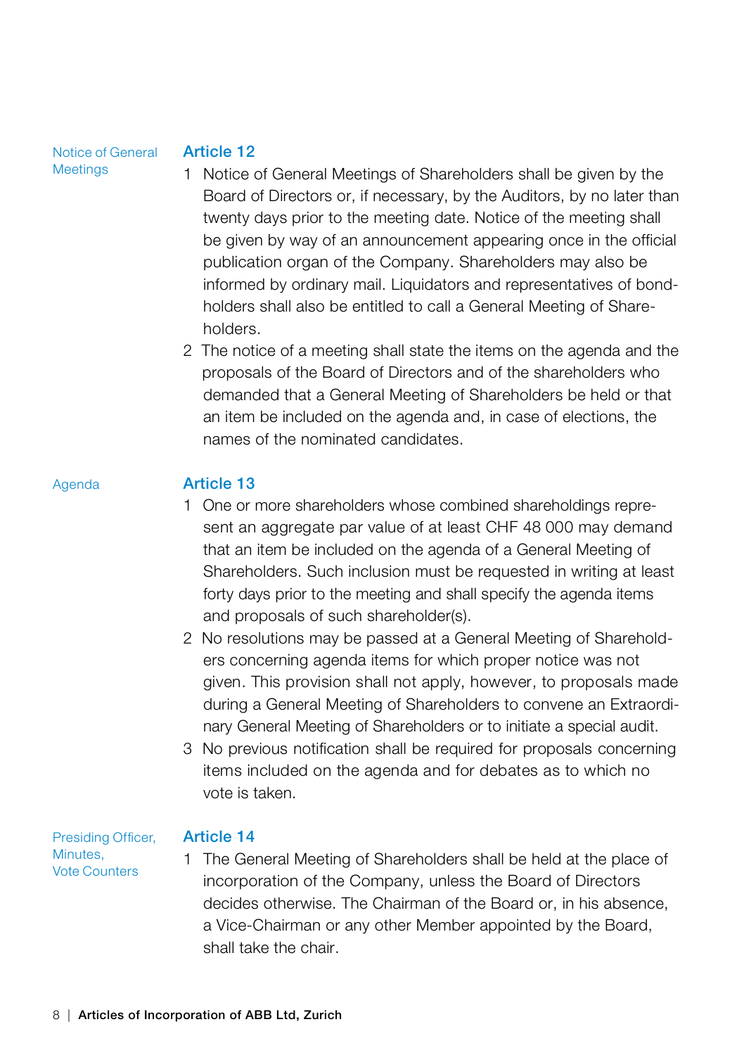Notice of General Meetings

## Article 12

1 Notice of General Meetings of Shareholders shall be given by the Board of Directors or, if necessary, by the Auditors, by no later than twenty days prior to the meeting date. Notice of the meeting shall be given by way of an announcement appearing once in the official publication organ of the Company. Shareholders may also be informed by ordinary mail. Liquidators and representatives of bondholders shall also be entitled to call a General Meeting of Shareholders.

2 The notice of a meeting shall state the items on the agenda and the proposals of the Board of Directors and of the shareholders who demanded that a General Meeting of Shareholders be held or that an item be included on the agenda and, in case of elections, the names of the nominated candidates.

Agenda

## Article 13

1 One or more shareholders whose combined shareholdings represent an aggregate par value of at least CHF 48 000 may demand that an item be included on the agenda of a General Meeting of Shareholders. Such inclusion must be requested in writing at least forty days prior to the meeting and shall specify the agenda items and proposals of such shareholder(s).

2 No resolutions may be passed at a General Meeting of Shareholders concerning agenda items for which proper notice was not given. This provision shall not apply, however, to proposals made during a General Meeting of Shareholders to convene an Extraordinary General Meeting of Shareholders or to initiate a special audit.

3 No previous notification shall be required for proposals concerning items included on the agenda and for debates as to which no vote is taken.

Presiding Officer, Minutes, Vote Counters

## Article 14

1 The General Meeting of Shareholders shall be held at the place of incorporation of the Company, unless the Board of Directors decides otherwise. The Chairman of the Board or, in his absence, a Vice-Chairman or any other Member appointed by the Board, shall take the chair.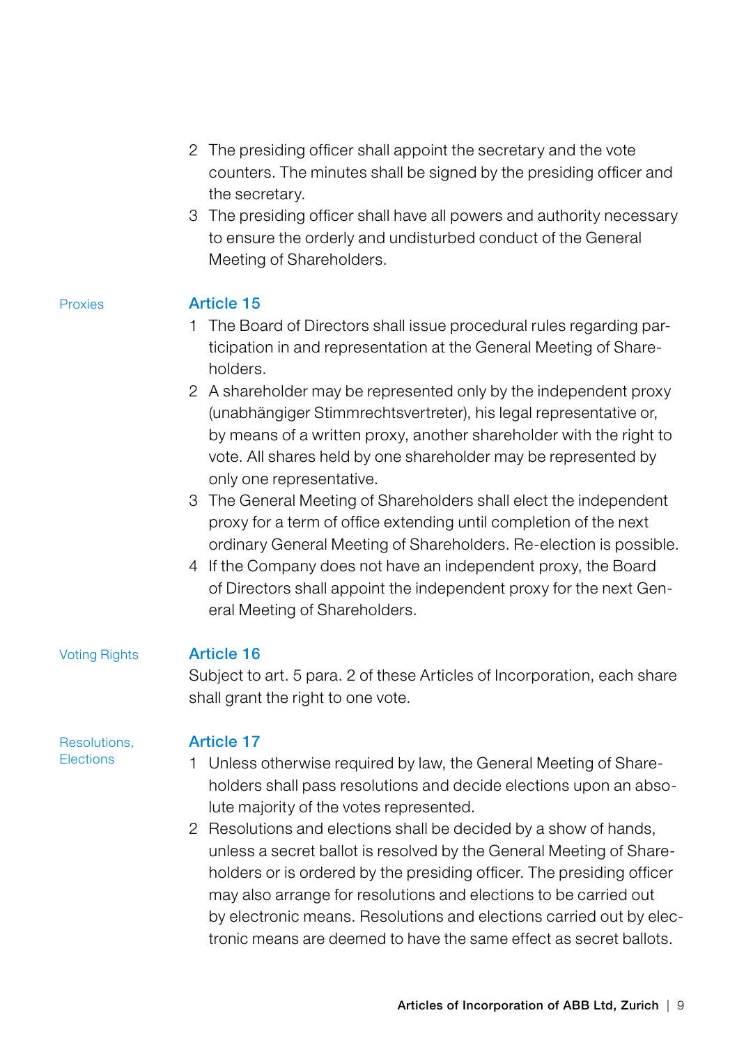2 The presiding officer shall appoint the secretary and the vote counters. The minutes shall be signed by the presiding officer and the secretary.

3 The presiding officer shall have all powers and authority necessary to ensure the orderly and undisturbed conduct of the General Meeting of Shareholders.

## Article 15

*Proxies*

1 The Board of Directors shall issue procedural rules regarding participation in and representation at the General Meeting of Shareholders.

2 A shareholder may be represented only by the independent proxy (unabhängiger Stimmrechtsvertreter), his legal representative or, by means of a written proxy, another shareholder with the right to vote. All shares held by one shareholder may be represented by only one representative.

3 The General Meeting of Shareholders shall elect the independent proxy for a term of office extending until completion of the next ordinary General Meeting of Shareholders. Re-election is possible.

4 If the Company does not have an independent proxy, the Board of Directors shall appoint the independent proxy for the next General Meeting of Shareholders.

## Article 16

*Voting Rights*

Subject to art. 5 para. 2 of these Articles of Incorporation, each share shall grant the right to one vote.

## Article 17

*Resolutions, Elections*

1 Unless otherwise required by law, the General Meeting of Shareholders shall pass resolutions and decide elections upon an absolute majority of the votes represented.

2 Resolutions and elections shall be decided by a show of hands, unless a secret ballot is resolved by the General Meeting of Shareholders or is ordered by the presiding officer. The presiding officer may also arrange for resolutions and elections to be carried out by electronic means. Resolutions and elections carried out by electronic means are deemed to have the same effect as secret ballots.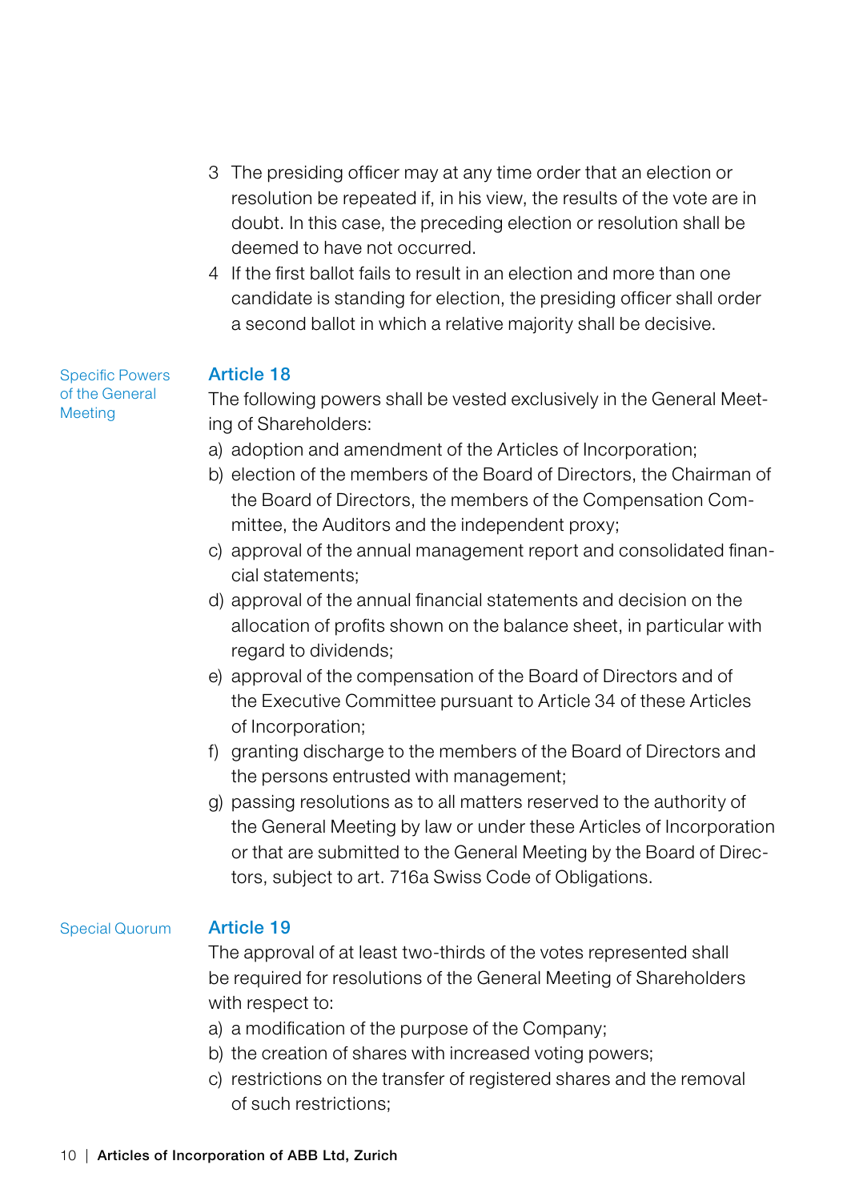3 The presiding officer may at any time order that an election or resolution be repeated if, in his view, the results of the vote are in doubt. In this case, the preceding election or resolution shall be deemed to have not occurred.

4 If the first ballot fails to result in an election and more than one candidate is standing for election, the presiding officer shall order a second ballot in which a relative majority shall be decisive.

## Article 18

*Specific Powers of the General Meeting*

The following powers shall be vested exclusively in the General Meeting of Shareholders:

a) adoption and amendment of the Articles of Incorporation;
b) election of the members of the Board of Directors, the Chairman of the Board of Directors, the members of the Compensation Committee, the Auditors and the independent proxy;
c) approval of the annual management report and consolidated financial statements;
d) approval of the annual financial statements and decision on the allocation of profits shown on the balance sheet, in particular with regard to dividends;
e) approval of the compensation of the Board of Directors and of the Executive Committee pursuant to Article 34 of these Articles of Incorporation;
f) granting discharge to the members of the Board of Directors and the persons entrusted with management;
g) passing resolutions as to all matters reserved to the authority of the General Meeting by law or under these Articles of Incorporation or that are submitted to the General Meeting by the Board of Directors, subject to art. 716a Swiss Code of Obligations.

## Article 19

*Special Quorum*

The approval of at least two-thirds of the votes represented shall be required for resolutions of the General Meeting of Shareholders with respect to:

a) a modification of the purpose of the Company;
b) the creation of shares with increased voting powers;
c) restrictions on the transfer of registered shares and the removal of such restrictions;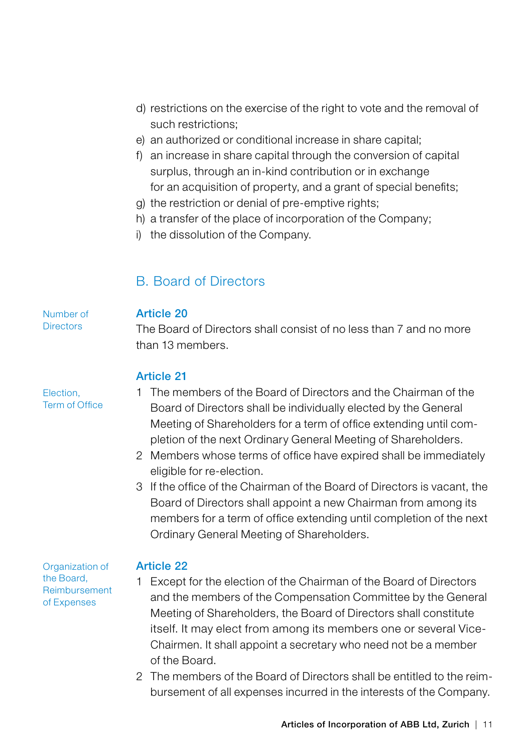d) restrictions on the exercise of the right to vote and the removal of such restrictions;
e) an authorized or conditional increase in share capital;
f) an increase in share capital through the conversion of capital surplus, through an in-kind contribution or in exchange for an acquisition of property, and a grant of special benefits;
g) the restriction or denial of pre-emptive rights;
h) a transfer of the place of incorporation of the Company;
i) the dissolution of the Company.

## B. Board of Directors

### Article 20

*Number of Directors*

The Board of Directors shall consist of no less than 7 and no more than 13 members.

### Article 21

*Election, Term of Office*

1 The members of the Board of Directors and the Chairman of the Board of Directors shall be individually elected by the General Meeting of Shareholders for a term of office extending until completion of the next Ordinary General Meeting of Shareholders.
2 Members whose terms of office have expired shall be immediately eligible for re-election.
3 If the office of the Chairman of the Board of Directors is vacant, the Board of Directors shall appoint a new Chairman from among its members for a term of office extending until completion of the next Ordinary General Meeting of Shareholders.

### Article 22

*Organization of the Board, Reimbursement of Expenses*

1 Except for the election of the Chairman of the Board of Directors and the members of the Compensation Committee by the General Meeting of Shareholders, the Board of Directors shall constitute itself. It may elect from among its members one or several Vice-Chairmen. It shall appoint a secretary who need not be a member of the Board.
2 The members of the Board of Directors shall be entitled to the reimbursement of all expenses incurred in the interests of the Company.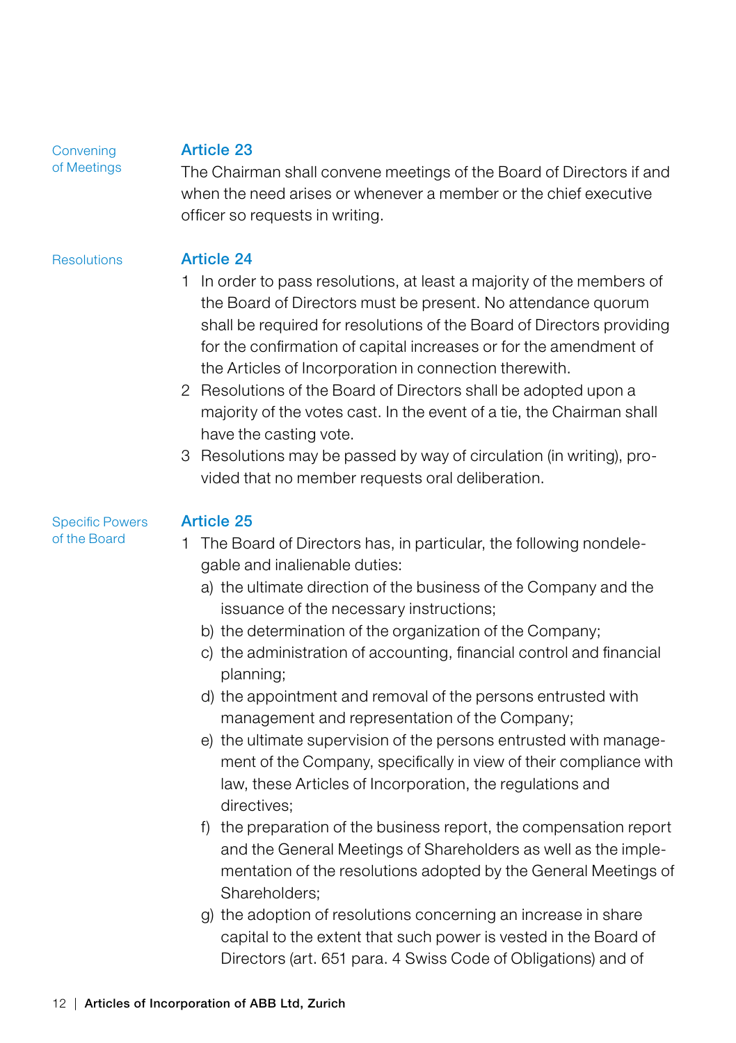## Article 23

*Convening of Meetings*

The Chairman shall convene meetings of the Board of Directors if and when the need arises or whenever a member or the chief executive officer so requests in writing.

## Article 24

*Resolutions*

1. In order to pass resolutions, at least a majority of the members of the Board of Directors must be present. No attendance quorum shall be required for resolutions of the Board of Directors providing for the confirmation of capital increases or for the amendment of the Articles of Incorporation in connection therewith.
2. Resolutions of the Board of Directors shall be adopted upon a majority of the votes cast. In the event of a tie, the Chairman shall have the casting vote.
3. Resolutions may be passed by way of circulation (in writing), provided that no member requests oral deliberation.

## Article 25

*Specific Powers of the Board*

1. The Board of Directors has, in particular, the following nondelegable and inalienable duties:
   a) the ultimate direction of the business of the Company and the issuance of the necessary instructions;
   b) the determination of the organization of the Company;
   c) the administration of accounting, financial control and financial planning;
   d) the appointment and removal of the persons entrusted with management and representation of the Company;
   e) the ultimate supervision of the persons entrusted with management of the Company, specifically in view of their compliance with law, these Articles of Incorporation, the regulations and directives;
   f) the preparation of the business report, the compensation report and the General Meetings of Shareholders as well as the implementation of the resolutions adopted by the General Meetings of Shareholders;
   g) the adoption of resolutions concerning an increase in share capital to the extent that such power is vested in the Board of Directors (art. 651 para. 4 Swiss Code of Obligations) and of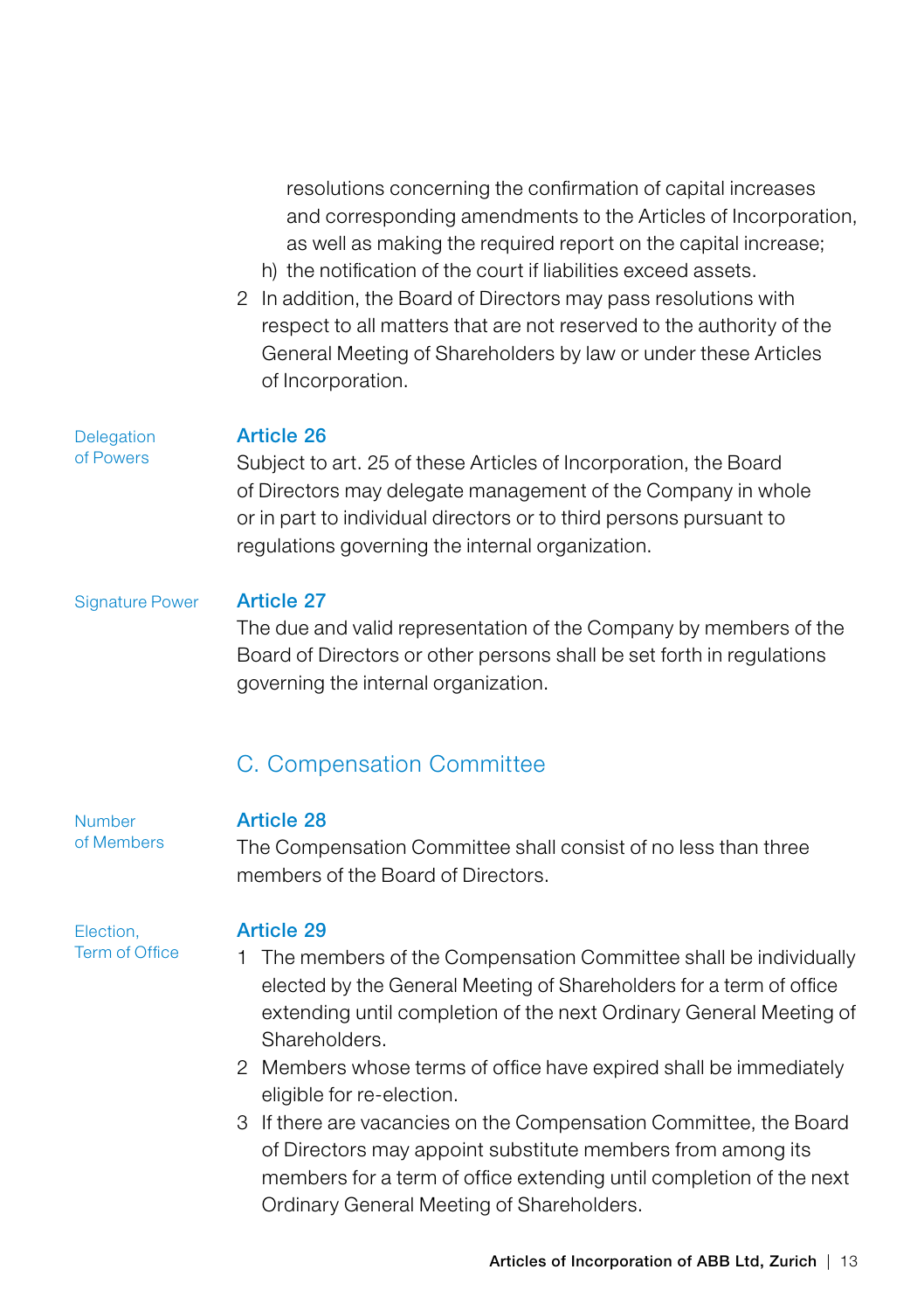resolutions concerning the confirmation of capital increases and corresponding amendments to the Articles of Incorporation, as well as making the required report on the capital increase;

h) the notification of the court if liabilities exceed assets.

2 In addition, the Board of Directors may pass resolutions with respect to all matters that are not reserved to the authority of the General Meeting of Shareholders by law or under these Articles of Incorporation.

### Article 26

*Delegation of Powers*

Subject to art. 25 of these Articles of Incorporation, the Board of Directors may delegate management of the Company in whole or in part to individual directors or to third persons pursuant to regulations governing the internal organization.

### Article 27

*Signature Power*

The due and valid representation of the Company by members of the Board of Directors or other persons shall be set forth in regulations governing the internal organization.

## C. Compensation Committee

### Article 28

*Number of Members*

The Compensation Committee shall consist of no less than three members of the Board of Directors.

### Article 29

*Election, Term of Office*

1 The members of the Compensation Committee shall be individually elected by the General Meeting of Shareholders for a term of office extending until completion of the next Ordinary General Meeting of Shareholders.

2 Members whose terms of office have expired shall be immediately eligible for re-election.

3 If there are vacancies on the Compensation Committee, the Board of Directors may appoint substitute members from among its members for a term of office extending until completion of the next Ordinary General Meeting of Shareholders.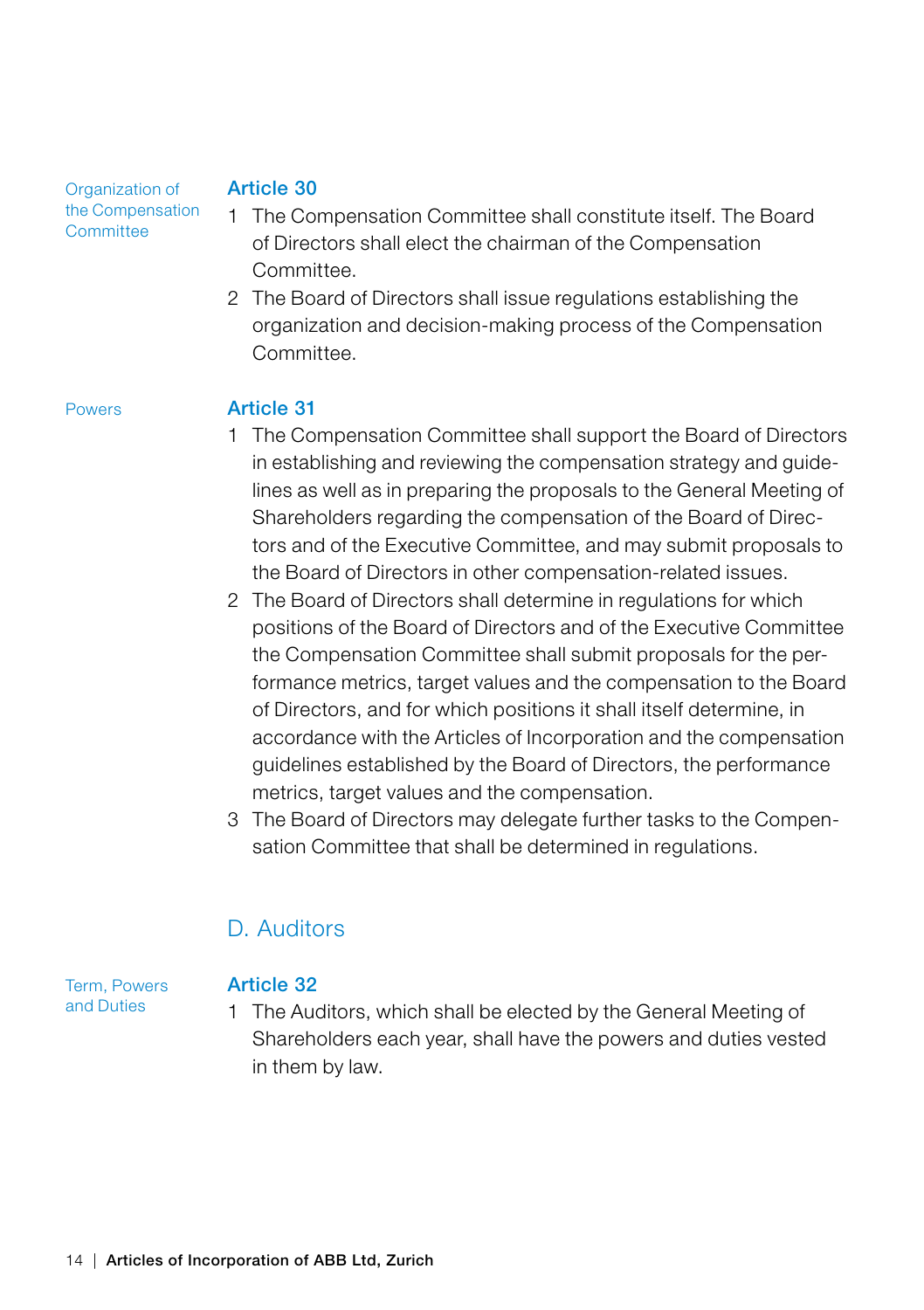Organization of the Compensation Committee

### Article 30

1 The Compensation Committee shall constitute itself. The Board of Directors shall elect the chairman of the Compensation Committee.

2 The Board of Directors shall issue regulations establishing the organization and decision-making process of the Compensation Committee.

Powers

### Article 31

1 The Compensation Committee shall support the Board of Directors in establishing and reviewing the compensation strategy and guidelines as well as in preparing the proposals to the General Meeting of Shareholders regarding the compensation of the Board of Directors and of the Executive Committee, and may submit proposals to the Board of Directors in other compensation-related issues.

2 The Board of Directors shall determine in regulations for which positions of the Board of Directors and of the Executive Committee the Compensation Committee shall submit proposals for the performance metrics, target values and the compensation to the Board of Directors, and for which positions it shall itself determine, in accordance with the Articles of Incorporation and the compensation guidelines established by the Board of Directors, the performance metrics, target values and the compensation.

3 The Board of Directors may delegate further tasks to the Compensation Committee that shall be determined in regulations.

## D. Auditors

Term, Powers and Duties

### Article 32

1 The Auditors, which shall be elected by the General Meeting of Shareholders each year, shall have the powers and duties vested in them by law.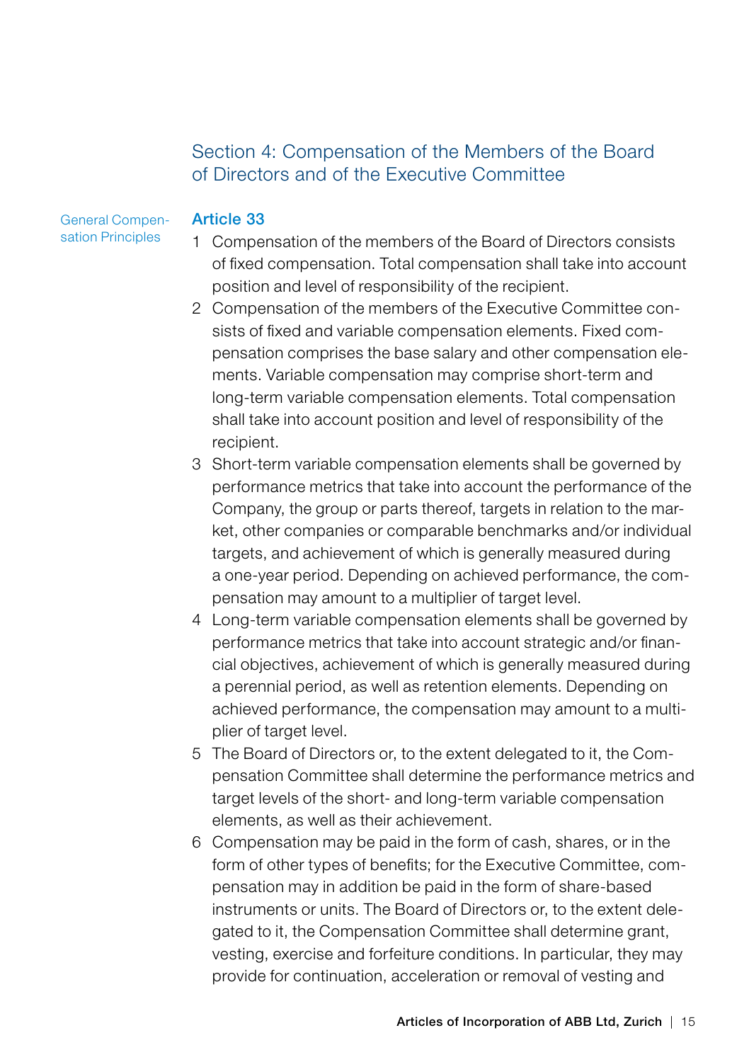## Section 4: Compensation of the Members of the Board of Directors and of the Executive Committee

### Article 33

General Compensation Principles

1. Compensation of the members of the Board of Directors consists of fixed compensation. Total compensation shall take into account position and level of responsibility of the recipient.
2. Compensation of the members of the Executive Committee consists of fixed and variable compensation elements. Fixed compensation comprises the base salary and other compensation elements. Variable compensation may comprise short-term and long-term variable compensation elements. Total compensation shall take into account position and level of responsibility of the recipient.
3. Short-term variable compensation elements shall be governed by performance metrics that take into account the performance of the Company, the group or parts thereof, targets in relation to the market, other companies or comparable benchmarks and/or individual targets, and achievement of which is generally measured during a one-year period. Depending on achieved performance, the compensation may amount to a multiplier of target level.
4. Long-term variable compensation elements shall be governed by performance metrics that take into account strategic and/or financial objectives, achievement of which is generally measured during a perennial period, as well as retention elements. Depending on achieved performance, the compensation may amount to a multiplier of target level.
5. The Board of Directors or, to the extent delegated to it, the Compensation Committee shall determine the performance metrics and target levels of the short- and long-term variable compensation elements, as well as their achievement.
6. Compensation may be paid in the form of cash, shares, or in the form of other types of benefits; for the Executive Committee, compensation may in addition be paid in the form of share-based instruments or units. The Board of Directors or, to the extent delegated to it, the Compensation Committee shall determine grant, vesting, exercise and forfeiture conditions. In particular, they may provide for continuation, acceleration or removal of vesting and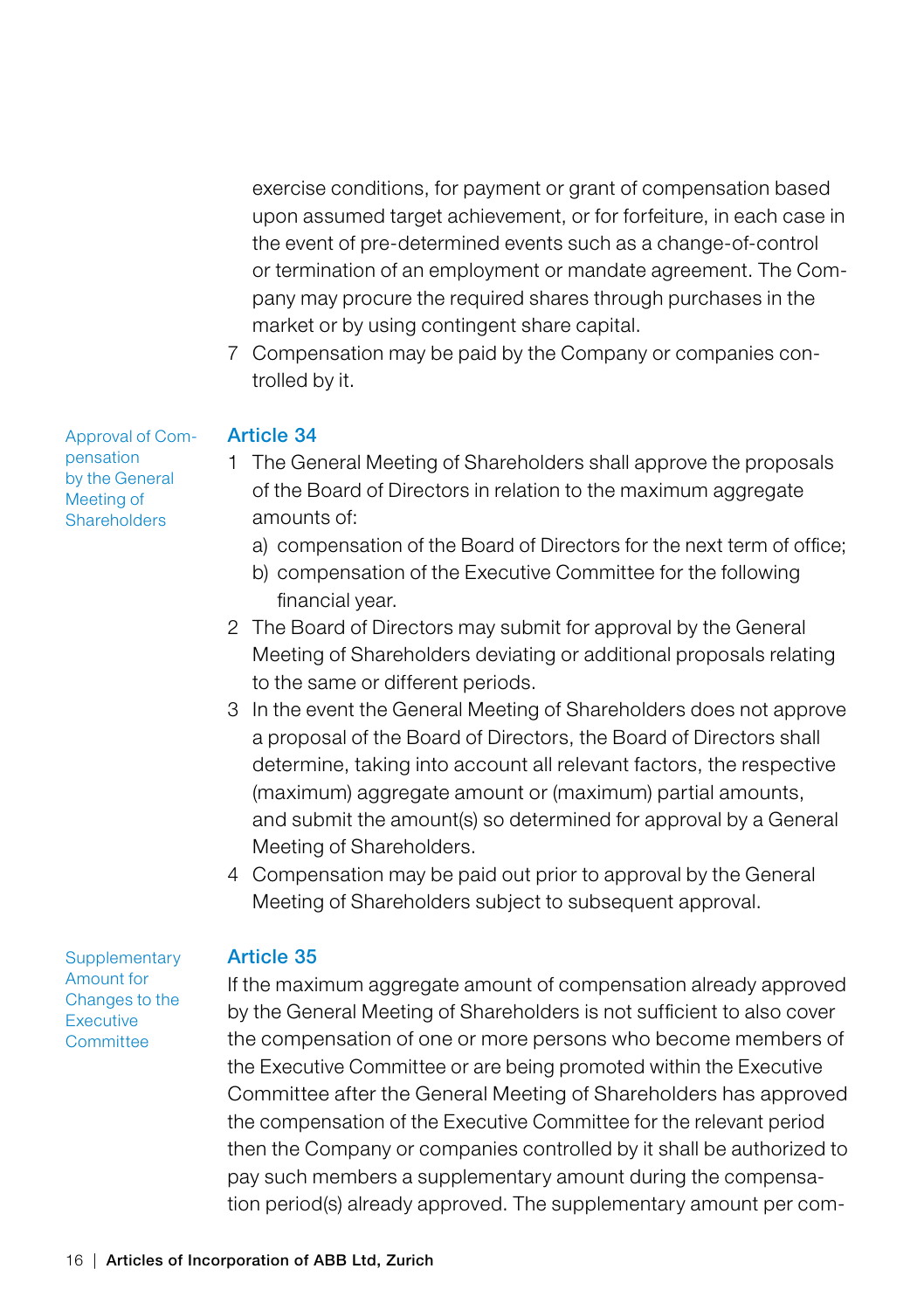exercise conditions, for payment or grant of compensation based upon assumed target achievement, or for forfeiture, in each case in the event of pre-determined events such as a change-of-control or termination of an employment or mandate agreement. The Company may procure the required shares through purchases in the market or by using contingent share capital.

7 Compensation may be paid by the Company or companies controlled by it.

## Article 34

*Approval of Compensation by the General Meeting of Shareholders*

1 The General Meeting of Shareholders shall approve the proposals of the Board of Directors in relation to the maximum aggregate amounts of:
   a) compensation of the Board of Directors for the next term of office;
   b) compensation of the Executive Committee for the following financial year.

2 The Board of Directors may submit for approval by the General Meeting of Shareholders deviating or additional proposals relating to the same or different periods.

3 In the event the General Meeting of Shareholders does not approve a proposal of the Board of Directors, the Board of Directors shall determine, taking into account all relevant factors, the respective (maximum) aggregate amount or (maximum) partial amounts, and submit the amount(s) so determined for approval by a General Meeting of Shareholders.

4 Compensation may be paid out prior to approval by the General Meeting of Shareholders subject to subsequent approval.

## Article 35

*Supplementary Amount for Changes to the Executive Committee*

If the maximum aggregate amount of compensation already approved by the General Meeting of Shareholders is not sufficient to also cover the compensation of one or more persons who become members of the Executive Committee or are being promoted within the Executive Committee after the General Meeting of Shareholders has approved the compensation of the Executive Committee for the relevant period then the Company or companies controlled by it shall be authorized to pay such members a supplementary amount during the compensation period(s) already approved. The supplementary amount per com-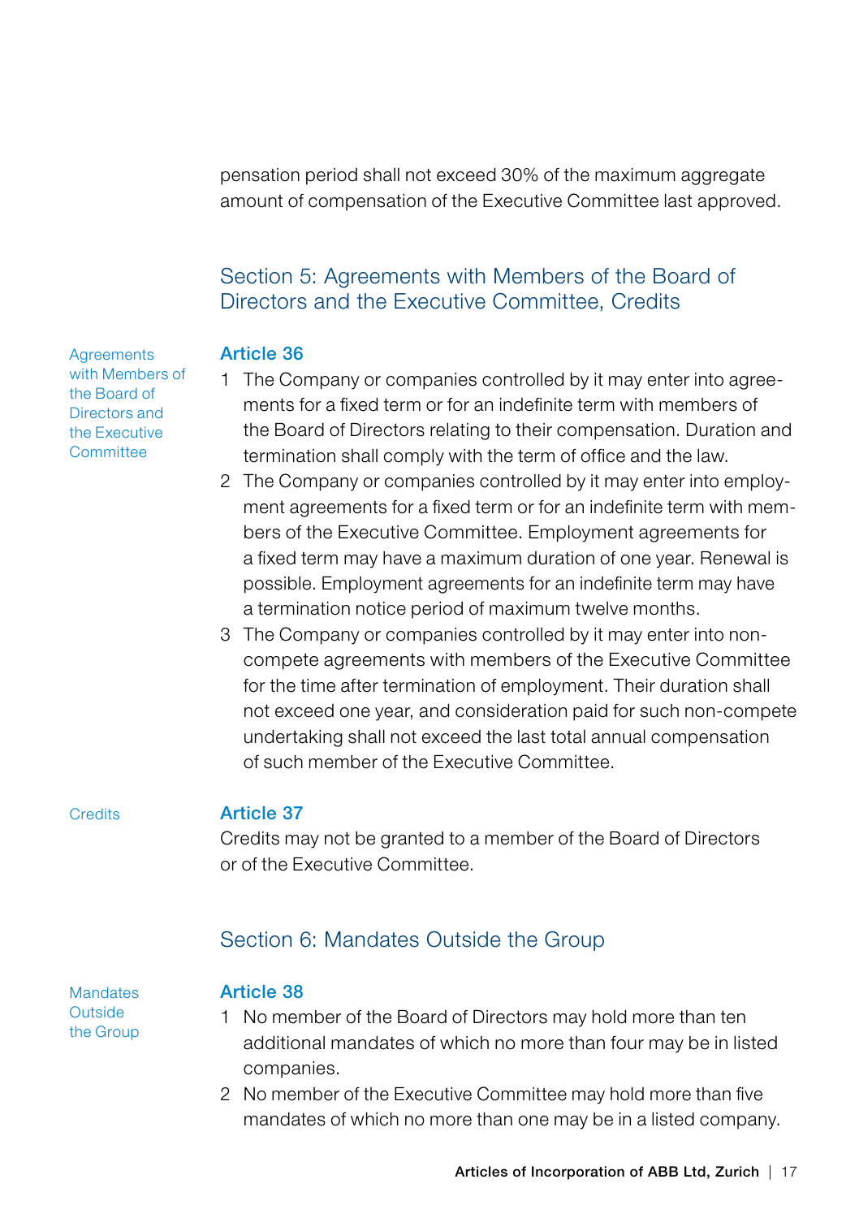pensation period shall not exceed 30% of the maximum aggregate amount of compensation of the Executive Committee last approved.

## Section 5: Agreements with Members of the Board of Directors and the Executive Committee, Credits

### Article 36

*Agreements with Members of the Board of Directors and the Executive Committee*

1. The Company or companies controlled by it may enter into agreements for a fixed term or for an indefinite term with members of the Board of Directors relating to their compensation. Duration and termination shall comply with the term of office and the law.
2. The Company or companies controlled by it may enter into employment agreements for a fixed term or for an indefinite term with members of the Executive Committee. Employment agreements for a fixed term may have a maximum duration of one year. Renewal is possible. Employment agreements for an indefinite term may have a termination notice period of maximum twelve months.
3. The Company or companies controlled by it may enter into non-compete agreements with members of the Executive Committee for the time after termination of employment. Their duration shall not exceed one year, and consideration paid for such non-compete undertaking shall not exceed the last total annual compensation of such member of the Executive Committee.

### Article 37

*Credits*

Credits may not be granted to a member of the Board of Directors or of the Executive Committee.

## Section 6: Mandates Outside the Group

### Article 38

*Mandates Outside the Group*

1. No member of the Board of Directors may hold more than ten additional mandates of which no more than four may be in listed companies.
2. No member of the Executive Committee may hold more than five mandates of which no more than one may be in a listed company.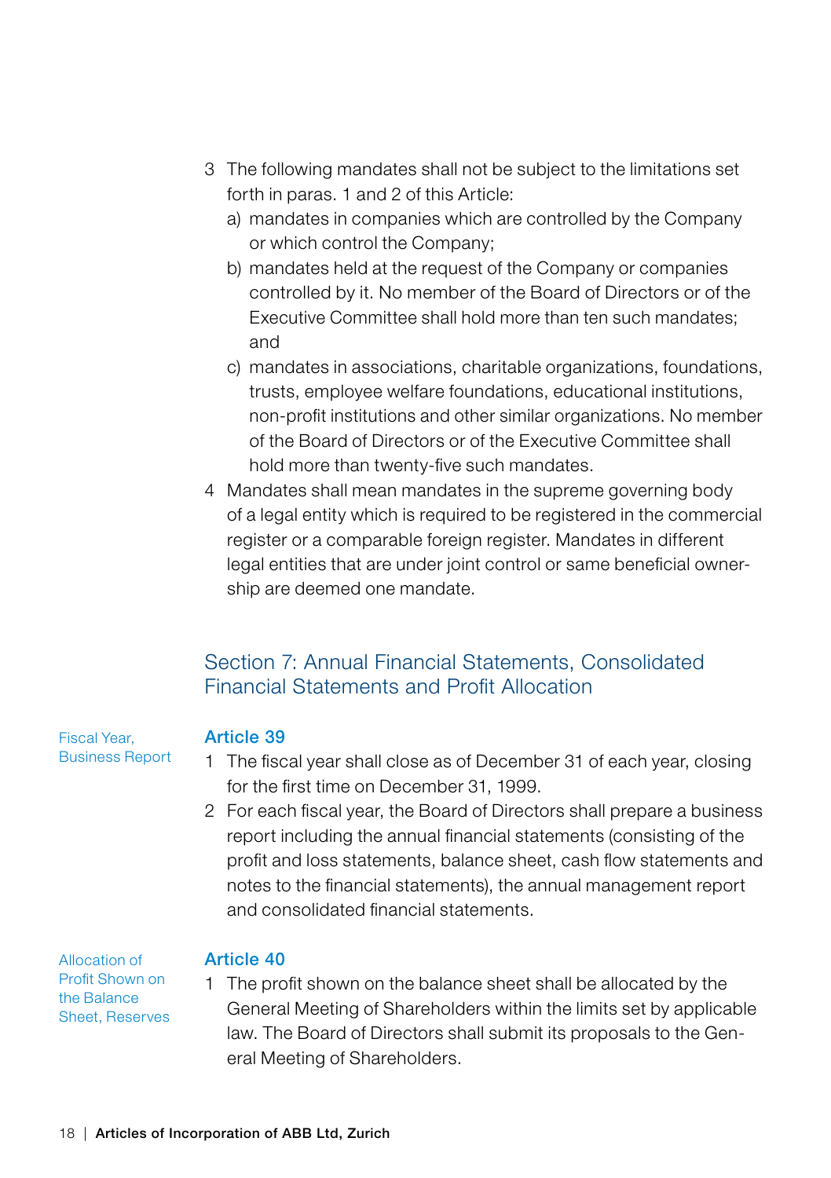3 The following mandates shall not be subject to the limitations set forth in paras. 1 and 2 of this Article:
   a) mandates in companies which are controlled by the Company or which control the Company;
   b) mandates held at the request of the Company or companies controlled by it. No member of the Board of Directors or of the Executive Committee shall hold more than ten such mandates; and
   c) mandates in associations, charitable organizations, foundations, trusts, employee welfare foundations, educational institutions, non-profit institutions and other similar organizations. No member of the Board of Directors or of the Executive Committee shall hold more than twenty-five such mandates.

4 Mandates shall mean mandates in the supreme governing body of a legal entity which is required to be registered in the commercial register or a comparable foreign register. Mandates in different legal entities that are under joint control or same beneficial ownership are deemed one mandate.

## Section 7: Annual Financial Statements, Consolidated Financial Statements and Profit Allocation

Fiscal Year, Business Report

### Article 39

1 The fiscal year shall close as of December 31 of each year, closing for the first time on December 31, 1999.

2 For each fiscal year, the Board of Directors shall prepare a business report including the annual financial statements (consisting of the profit and loss statements, balance sheet, cash flow statements and notes to the financial statements), the annual management report and consolidated financial statements.

Allocation of Profit Shown on the Balance Sheet, Reserves

### Article 40

1 The profit shown on the balance sheet shall be allocated by the General Meeting of Shareholders within the limits set by applicable law. The Board of Directors shall submit its proposals to the General Meeting of Shareholders.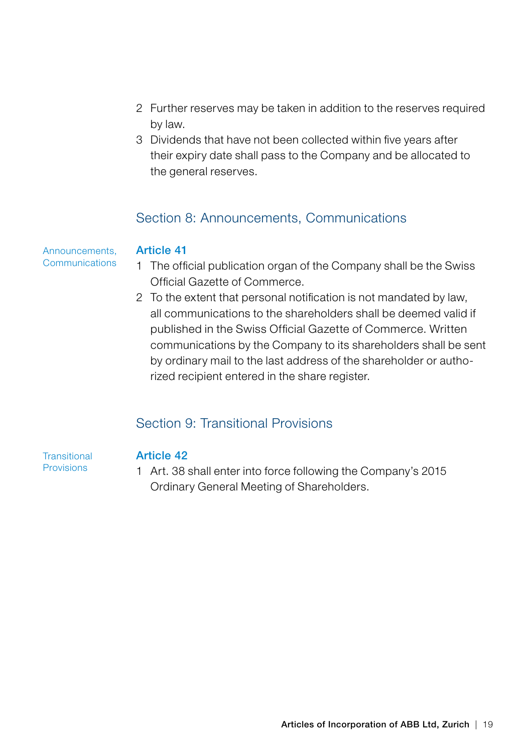2 Further reserves may be taken in addition to the reserves required by law.
3 Dividends that have not been collected within five years after their expiry date shall pass to the Company and be allocated to the general reserves.

## Section 8: Announcements, Communications

Announcements, Communications

### Article 41

1 The official publication organ of the Company shall be the Swiss Official Gazette of Commerce.
2 To the extent that personal notification is not mandated by law, all communications to the shareholders shall be deemed valid if published in the Swiss Official Gazette of Commerce. Written communications by the Company to its shareholders shall be sent by ordinary mail to the last address of the shareholder or authorized recipient entered in the share register.

## Section 9: Transitional Provisions

Transitional Provisions

### Article 42

1 Art. 38 shall enter into force following the Company's 2015 Ordinary General Meeting of Shareholders.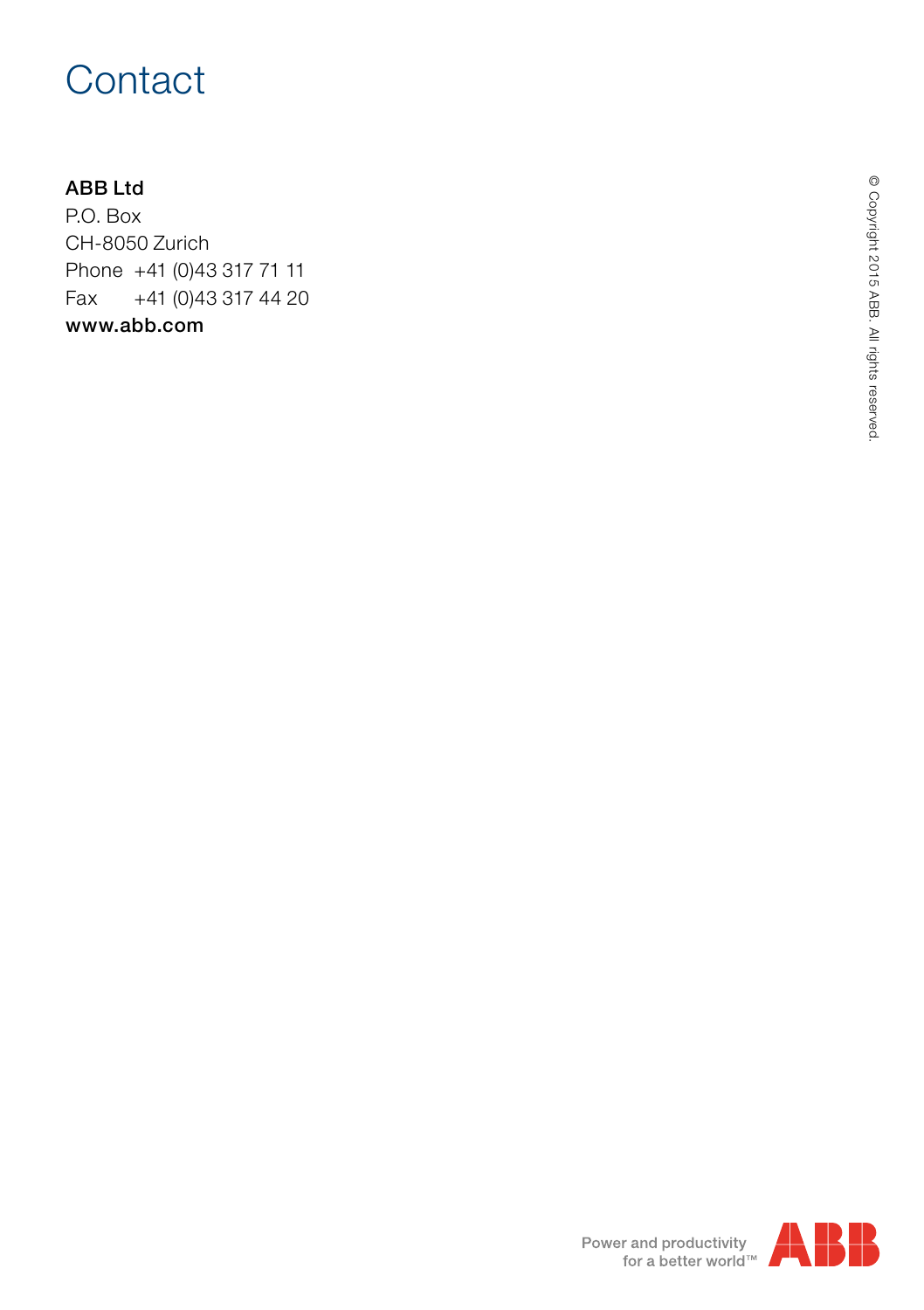# Contact

**ABB Ltd**
P.O. Box
CH-8050 Zurich
Phone +41 (0)43 317 71 11
Fax +41 (0)43 317 44 20
**www.abb.com**

© Copyright 2015 ABB. All rights reserved.

Power and productivity
for a better world™